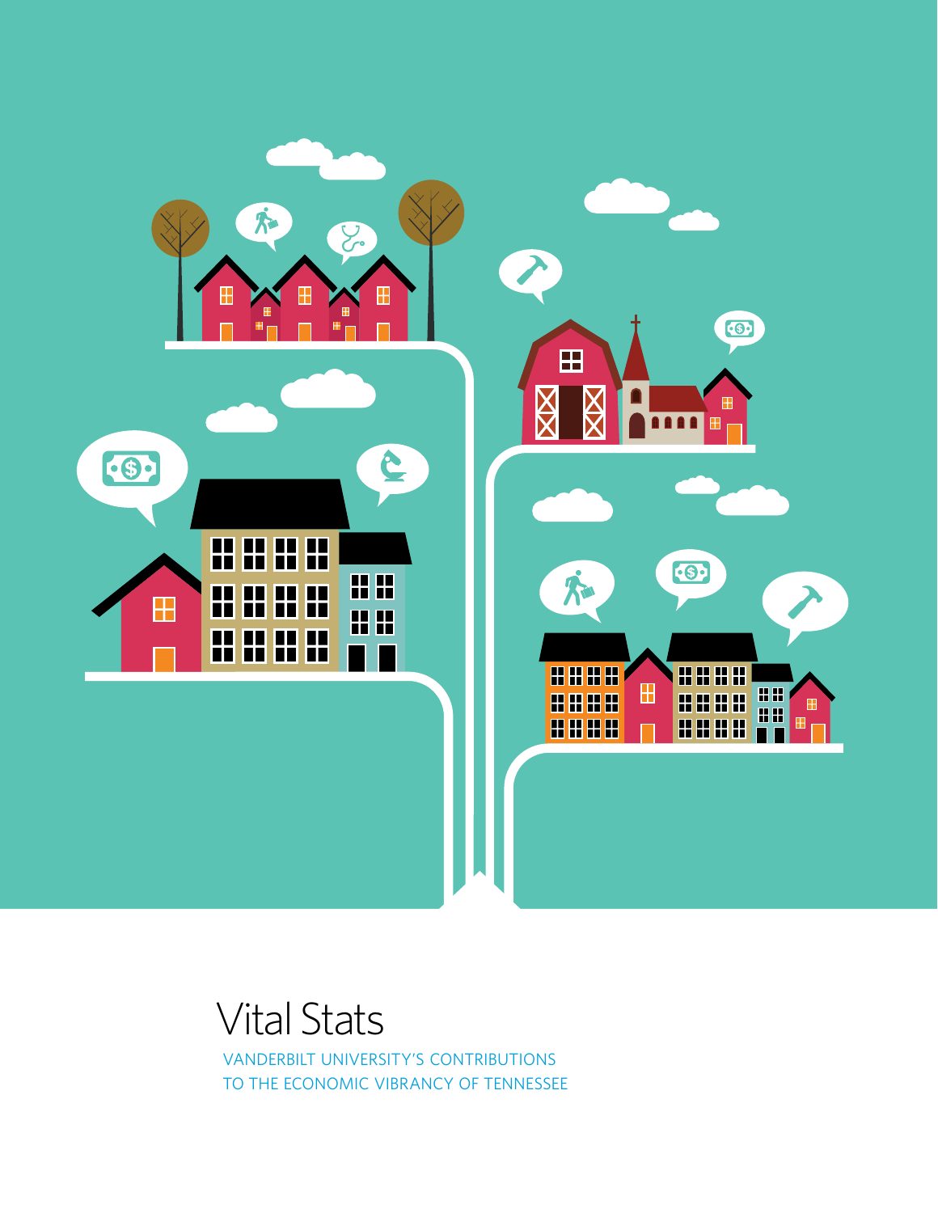# Vital Stats

VANDERBILT UNIVERSITY'S CONTRIBUTIONS TO THE ECONOMIC VIBRANCY OF TENNESSEE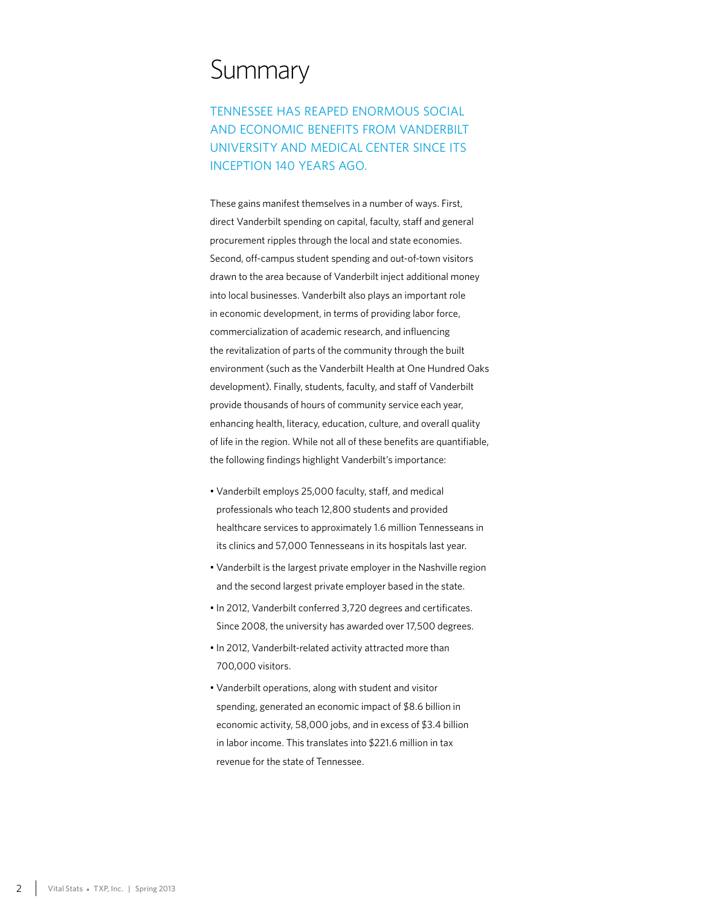# Summary

TENNESSEE HAS REAPED ENORMOUS SOCIAL AND ECONOMIC BENEFITS FROM VANDERBILT UNIVERSITY AND MEDICAL CENTER SINCE ITS INCEPTION 140 YEARS AGO.

These gains manifest themselves in a number of ways. First, direct Vanderbilt spending on capital, faculty, staff and general procurement ripples through the local and state economies. Second, off-campus student spending and out-of-town visitors drawn to the area because of Vanderbilt inject additional money into local businesses. Vanderbilt also plays an important role in economic development, in terms of providing labor force, commercialization of academic research, and influencing the revitalization of parts of the community through the built environment (such as the Vanderbilt Health at One Hundred Oaks development). Finally, students, faculty, and staff of Vanderbilt provide thousands of hours of community service each year, enhancing health, literacy, education, culture, and overall quality of life in the region. While not all of these benefits are quantifiable, the following findings highlight Vanderbilt's importance:

- Vanderbilt employs 25,000 faculty, staff, and medical professionals who teach 12,800 students and provided healthcare services to approximately 1.6 million Tennesseans in its clinics and 57,000 Tennesseans in its hospitals last year.
- Vanderbilt is the largest private employer in the Nashville region and the second largest private employer based in the state.
- In 2012, Vanderbilt conferred 3,720 degrees and certificates. Since 2008, the university has awarded over 17,500 degrees.
- In 2012, Vanderbilt-related activity attracted more than 700,000 visitors.
- Vanderbilt operations, along with student and visitor spending, generated an economic impact of $8.6 billion in economic activity, 58,000 jobs, and in excess of $3.4 billion in labor income. This translates into $221.6 million in tax revenue for the state of Tennessee.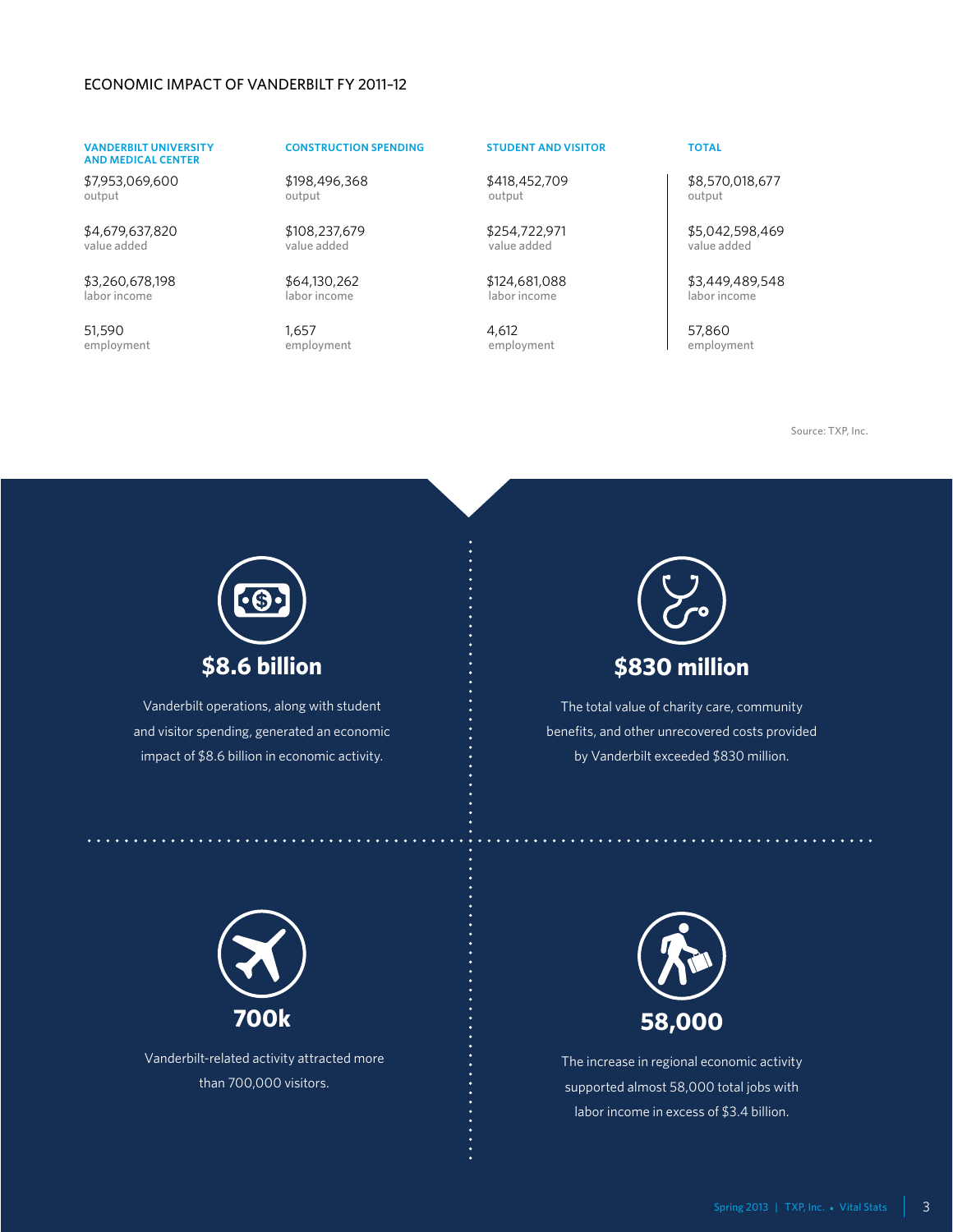## ECONOMIC IMPACT OF VANDERBILT FY 2011–12

| | VANDERBILT UNIVERSITY AND MEDICAL CENTER | CONSTRUCTION SPENDING | STUDENT AND VISITOR | TOTAL |
|---|---|---|---|---|
| output | $7,953,069,600 | $198,496,368 | $418,452,709 | $8,570,018,677 |
| value added | $4,679,637,820 | $108,237,679 | $254,722,971 | $5,042,598,469 |
| labor income | $3,260,678,198 | $64,130,262 | $124,681,088 | $3,449,489,548 |
| employment | 51,590 | 1,657 | 4,612 | 57,860 |

Source: TXP, Inc.

### $8.6 billion

Vanderbilt operations, along with student and visitor spending, generated an economic impact of $8.6 billion in economic activity.

### $830 million

The total value of charity care, community benefits, and other unrecovered costs provided by Vanderbilt exceeded $830 million.

### 700k

Vanderbilt-related activity attracted more than 700,000 visitors.

### 58,000

The increase in regional economic activity supported almost 58,000 total jobs with labor income in excess of $3.4 billion.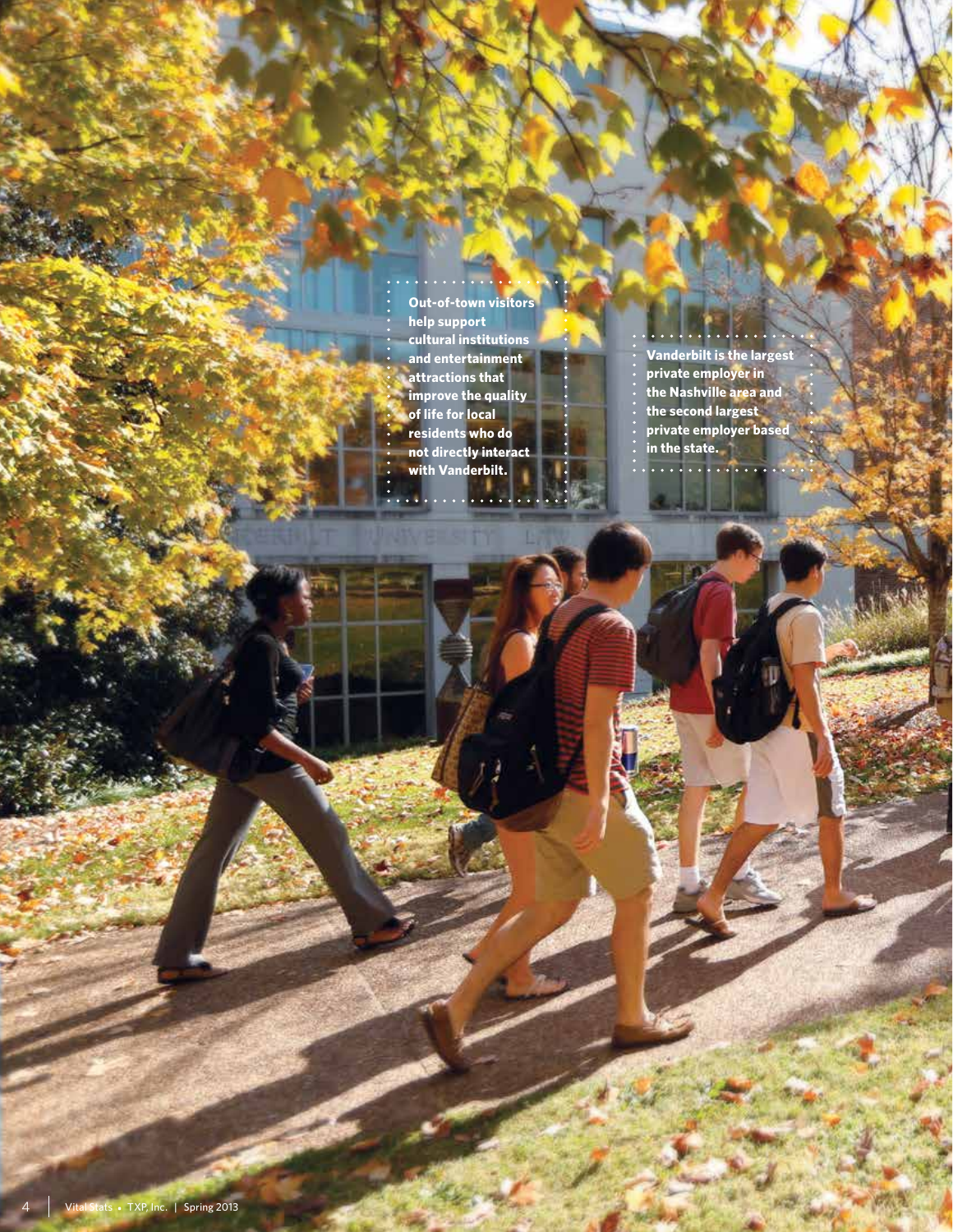Out-of-town visitors help support cultural institutions and entertainment attractions that improve the quality of life for local residents who do not directly interact with Vanderbilt.

Vanderbilt is the largest private employer in the Nashville area and the second largest private employer based in the state.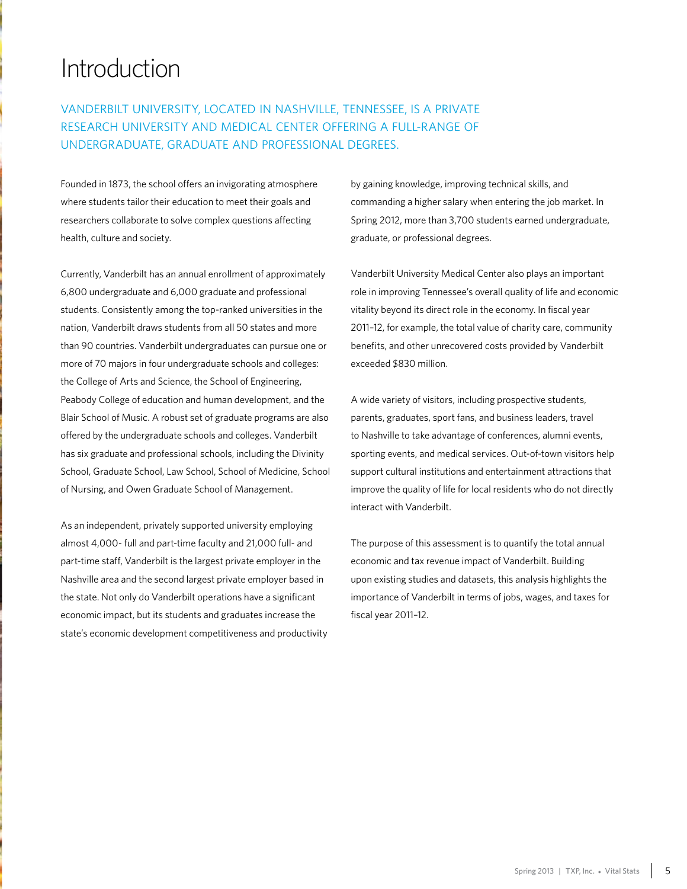# Introduction

VANDERBILT UNIVERSITY, LOCATED IN NASHVILLE, TENNESSEE, IS A PRIVATE RESEARCH UNIVERSITY AND MEDICAL CENTER OFFERING A FULL-RANGE OF UNDERGRADUATE, GRADUATE AND PROFESSIONAL DEGREES.

Founded in 1873, the school offers an invigorating atmosphere where students tailor their education to meet their goals and researchers collaborate to solve complex questions affecting health, culture and society.

Currently, Vanderbilt has an annual enrollment of approximately 6,800 undergraduate and 6,000 graduate and professional students. Consistently among the top-ranked universities in the nation, Vanderbilt draws students from all 50 states and more than 90 countries. Vanderbilt undergraduates can pursue one or more of 70 majors in four undergraduate schools and colleges: the College of Arts and Science, the School of Engineering, Peabody College of education and human development, and the Blair School of Music. A robust set of graduate programs are also offered by the undergraduate schools and colleges. Vanderbilt has six graduate and professional schools, including the Divinity School, Graduate School, Law School, School of Medicine, School of Nursing, and Owen Graduate School of Management.

As an independent, privately supported university employing almost 4,000- full and part-time faculty and 21,000 full- and part-time staff, Vanderbilt is the largest private employer in the Nashville area and the second largest private employer based in the state. Not only do Vanderbilt operations have a significant economic impact, but its students and graduates increase the state's economic development competitiveness and productivity by gaining knowledge, improving technical skills, and commanding a higher salary when entering the job market. In Spring 2012, more than 3,700 students earned undergraduate, graduate, or professional degrees.

Vanderbilt University Medical Center also plays an important role in improving Tennessee's overall quality of life and economic vitality beyond its direct role in the economy. In fiscal year 2011–12, for example, the total value of charity care, community benefits, and other unrecovered costs provided by Vanderbilt exceeded $830 million.

A wide variety of visitors, including prospective students, parents, graduates, sport fans, and business leaders, travel to Nashville to take advantage of conferences, alumni events, sporting events, and medical services. Out-of-town visitors help support cultural institutions and entertainment attractions that improve the quality of life for local residents who do not directly interact with Vanderbilt.

The purpose of this assessment is to quantify the total annual economic and tax revenue impact of Vanderbilt. Building upon existing studies and datasets, this analysis highlights the importance of Vanderbilt in terms of jobs, wages, and taxes for fiscal year 2011–12.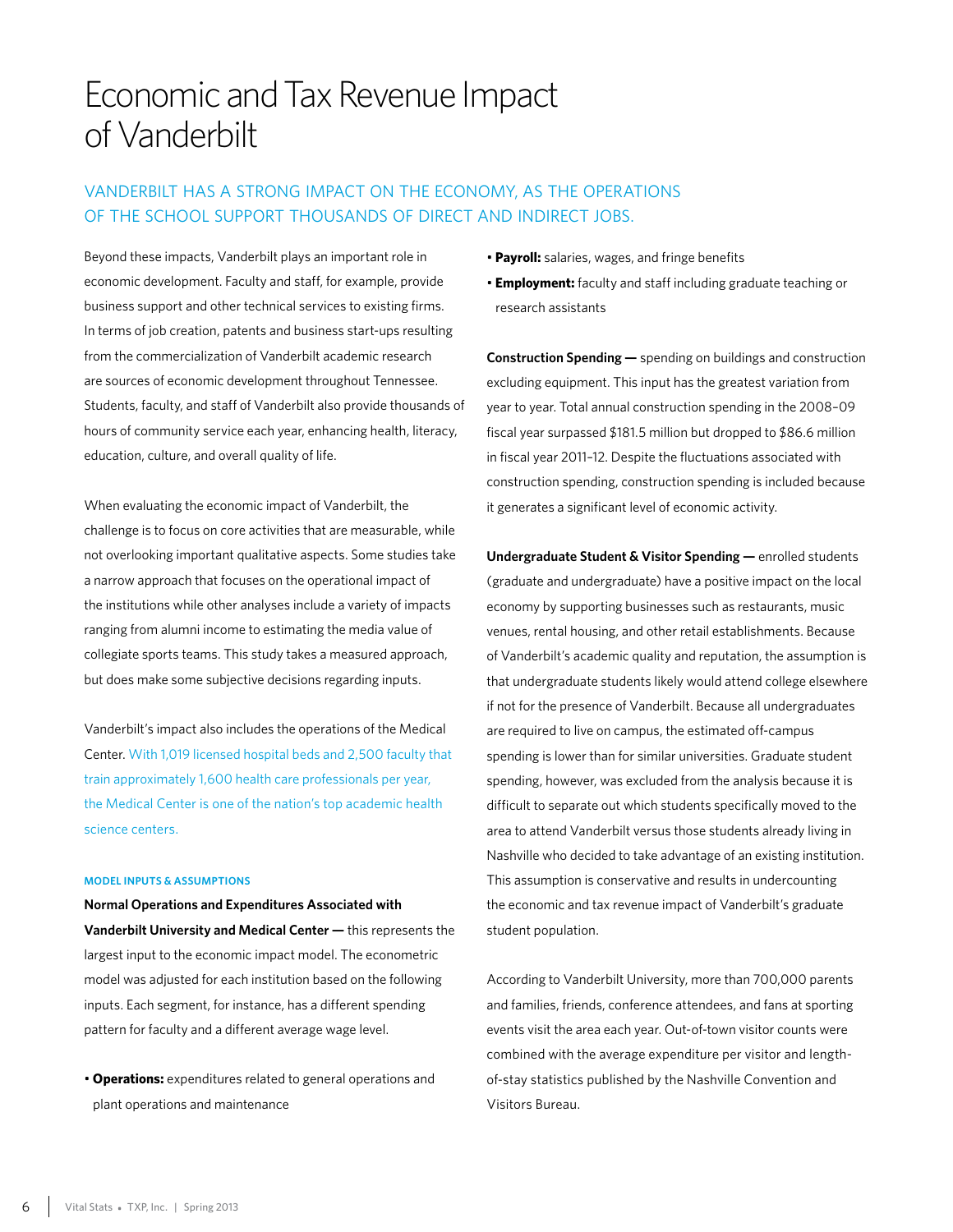# Economic and Tax Revenue Impact of Vanderbilt

## VANDERBILT HAS A STRONG IMPACT ON THE ECONOMY, AS THE OPERATIONS OF THE SCHOOL SUPPORT THOUSANDS OF DIRECT AND INDIRECT JOBS.

Beyond these impacts, Vanderbilt plays an important role in economic development. Faculty and staff, for example, provide business support and other technical services to existing firms. In terms of job creation, patents and business start-ups resulting from the commercialization of Vanderbilt academic research are sources of economic development throughout Tennessee. Students, faculty, and staff of Vanderbilt also provide thousands of hours of community service each year, enhancing health, literacy, education, culture, and overall quality of life.

When evaluating the economic impact of Vanderbilt, the challenge is to focus on core activities that are measurable, while not overlooking important qualitative aspects. Some studies take a narrow approach that focuses on the operational impact of the institutions while other analyses include a variety of impacts ranging from alumni income to estimating the media value of collegiate sports teams. This study takes a measured approach, but does make some subjective decisions regarding inputs.

Vanderbilt's impact also includes the operations of the Medical Center. With 1,019 licensed hospital beds and 2,500 faculty that train approximately 1,600 health care professionals per year, the Medical Center is one of the nation's top academic health science centers.

#### MODEL INPUTS & ASSUMPTIONS

**Normal Operations and Expenditures Associated with Vanderbilt University and Medical Center —** this represents the largest input to the economic impact model. The econometric model was adjusted for each institution based on the following inputs. Each segment, for instance, has a different spending pattern for faculty and a different average wage level.

- **Operations:** expenditures related to general operations and plant operations and maintenance
- **Payroll:** salaries, wages, and fringe benefits
- **Employment:** faculty and staff including graduate teaching or research assistants

**Construction Spending —** spending on buildings and construction excluding equipment. This input has the greatest variation from year to year. Total annual construction spending in the 2008–09 fiscal year surpassed $181.5 million but dropped to $86.6 million in fiscal year 2011–12. Despite the fluctuations associated with construction spending, construction spending is included because it generates a significant level of economic activity.

**Undergraduate Student & Visitor Spending —** enrolled students (graduate and undergraduate) have a positive impact on the local economy by supporting businesses such as restaurants, music venues, rental housing, and other retail establishments. Because of Vanderbilt's academic quality and reputation, the assumption is that undergraduate students likely would attend college elsewhere if not for the presence of Vanderbilt. Because all undergraduates are required to live on campus, the estimated off-campus spending is lower than for similar universities. Graduate student spending, however, was excluded from the analysis because it is difficult to separate out which students specifically moved to the area to attend Vanderbilt versus those students already living in Nashville who decided to take advantage of an existing institution. This assumption is conservative and results in undercounting the economic and tax revenue impact of Vanderbilt's graduate student population.

According to Vanderbilt University, more than 700,000 parents and families, friends, conference attendees, and fans at sporting events visit the area each year. Out-of-town visitor counts were combined with the average expenditure per visitor and length-of-stay statistics published by the Nashville Convention and Visitors Bureau.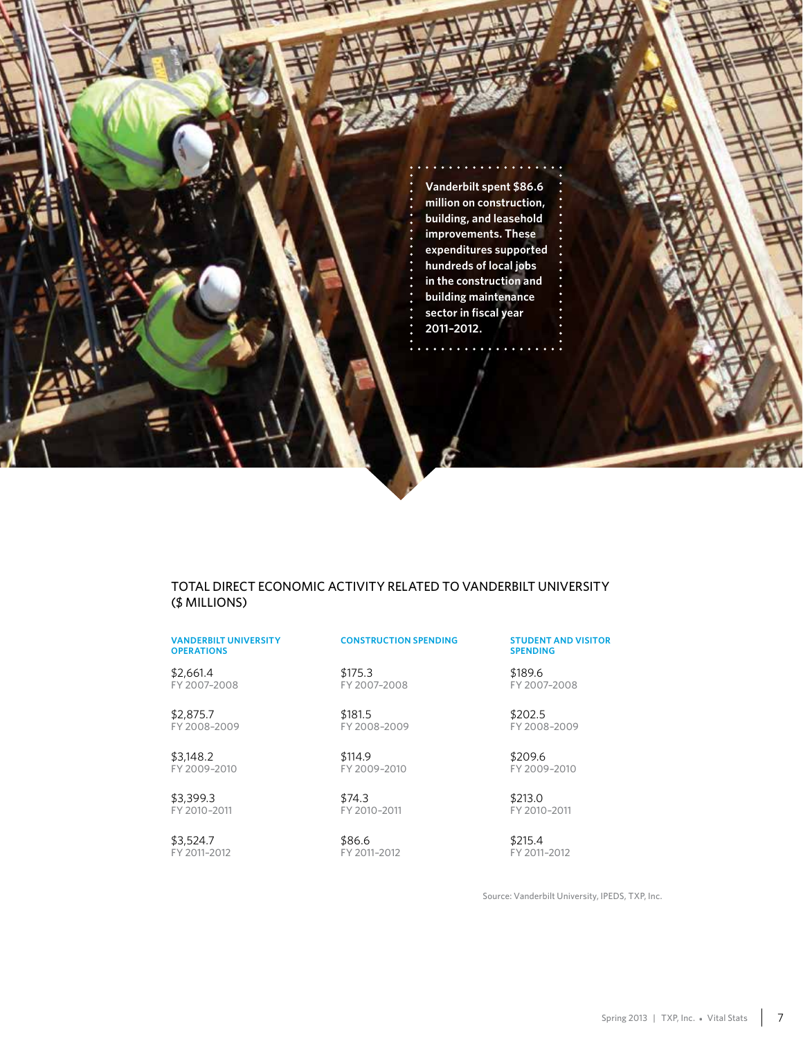Vanderbilt spent $86.6 million on construction, building, and leasehold improvements. These expenditures supported hundreds of local jobs in the construction and building maintenance sector in fiscal year 2011–2012.

## TOTAL DIRECT ECONOMIC ACTIVITY RELATED TO VANDERBILT UNIVERSITY ($ MILLIONS)

| Fiscal Year | Vanderbilt University Operations | Construction Spending | Student and Visitor Spending |
|---|---|---|---|
| FY 2007–2008 | $2,661.4 | $175.3 | $189.6 |
| FY 2008–2009 | $2,875.7 | $181.5 | $202.5 |
| FY 2009–2010 | $3,148.2 | $114.9 | $209.6 |
| FY 2010–2011 | $3,399.3 | $74.3 | $213.0 |
| FY 2011–2012 | $3,524.7 | $86.6 | $215.4 |

Source: Vanderbilt University, IPEDS, TXP, Inc.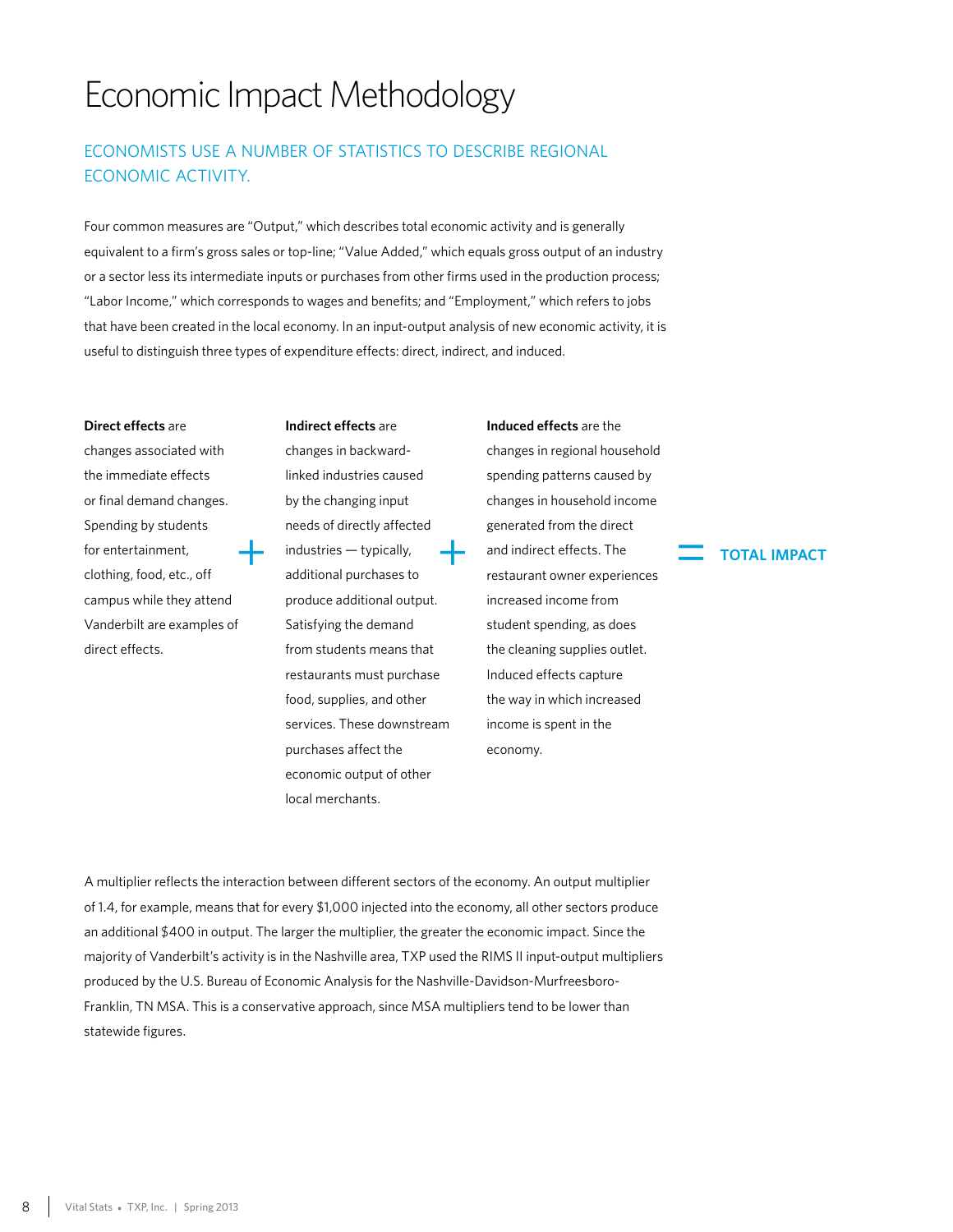# Economic Impact Methodology

## ECONOMISTS USE A NUMBER OF STATISTICS TO DESCRIBE REGIONAL ECONOMIC ACTIVITY.

Four common measures are "Output," which describes total economic activity and is generally equivalent to a firm's gross sales or top-line; "Value Added," which equals gross output of an industry or a sector less its intermediate inputs or purchases from other firms used in the production process; "Labor Income," which corresponds to wages and benefits; and "Employment," which refers to jobs that have been created in the local economy. In an input-output analysis of new economic activity, it is useful to distinguish three types of expenditure effects: direct, indirect, and induced.

**Direct effects** are changes associated with the immediate effects or final demand changes. Spending by students for entertainment, clothing, food, etc., off campus while they attend Vanderbilt are examples of direct effects.

+

**Indirect effects** are changes in backward-linked industries caused by the changing input needs of directly affected industries — typically, additional purchases to produce additional output. Satisfying the demand from students means that restaurants must purchase food, supplies, and other services. These downstream purchases affect the economic output of other local merchants.

+

**Induced effects** are the changes in regional household spending patterns caused by changes in household income generated from the direct and indirect effects. The restaurant owner experiences increased income from student spending, as does the cleaning supplies outlet. Induced effects capture the way in which increased income is spent in the economy.

= **TOTAL IMPACT**

A multiplier reflects the interaction between different sectors of the economy. An output multiplier of 1.4, for example, means that for every $1,000 injected into the economy, all other sectors produce an additional $400 in output. The larger the multiplier, the greater the economic impact. Since the majority of Vanderbilt's activity is in the Nashville area, TXP used the RIMS II input-output multipliers produced by the U.S. Bureau of Economic Analysis for the Nashville-Davidson-Murfreesboro-Franklin, TN MSA. This is a conservative approach, since MSA multipliers tend to be lower than statewide figures.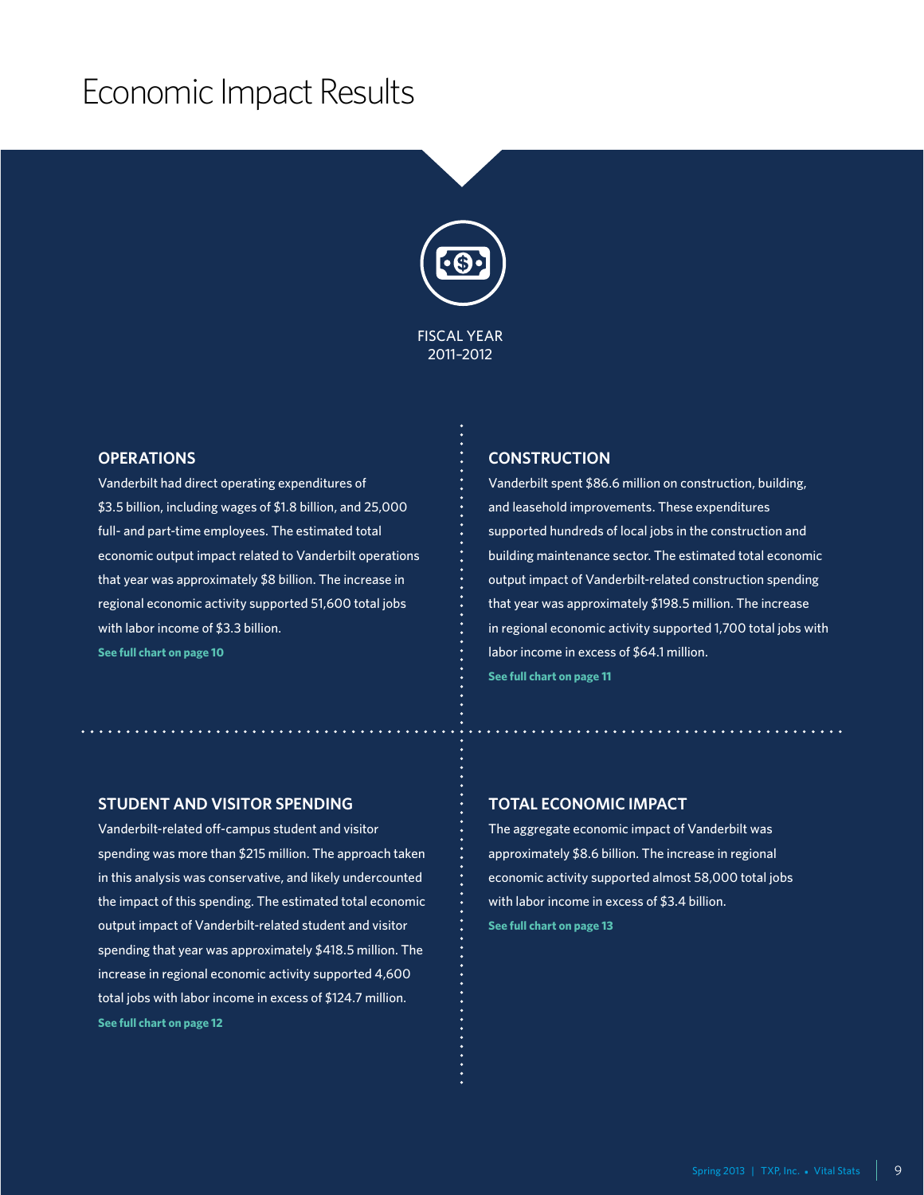# Economic Impact Results

FISCAL YEAR
2011–2012

## OPERATIONS

Vanderbilt had direct operating expenditures of $3.5 billion, including wages of $1.8 billion, and 25,000 full- and part-time employees. The estimated total economic output impact related to Vanderbilt operations that year was approximately $8 billion. The increase in regional economic activity supported 51,600 total jobs with labor income of $3.3 billion.

**See full chart on page 10**

## CONSTRUCTION

Vanderbilt spent $86.6 million on construction, building, and leasehold improvements. These expenditures supported hundreds of local jobs in the construction and building maintenance sector. The estimated total economic output impact of Vanderbilt-related construction spending that year was approximately $198.5 million. The increase in regional economic activity supported 1,700 total jobs with labor income in excess of $64.1 million.

**See full chart on page 11**

## STUDENT AND VISITOR SPENDING

Vanderbilt-related off-campus student and visitor spending was more than $215 million. The approach taken in this analysis was conservative, and likely undercounted the impact of this spending. The estimated total economic output impact of Vanderbilt-related student and visitor spending that year was approximately $418.5 million. The increase in regional economic activity supported 4,600 total jobs with labor income in excess of $124.7 million.

**See full chart on page 12**

## TOTAL ECONOMIC IMPACT

The aggregate economic impact of Vanderbilt was approximately $8.6 billion. The increase in regional economic activity supported almost 58,000 total jobs with labor income in excess of $3.4 billion.

**See full chart on page 13**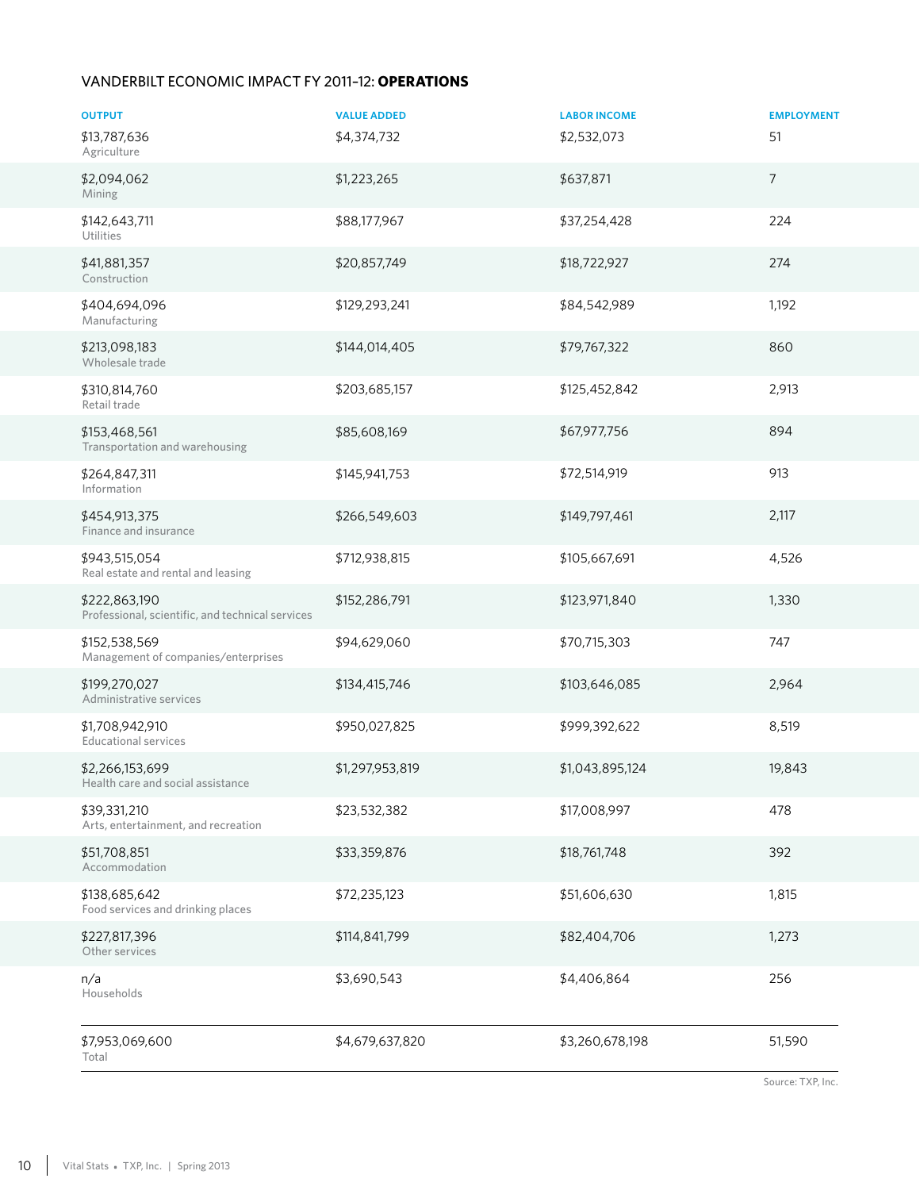## VANDERBILT ECONOMIC IMPACT FY 2011–12: **OPERATIONS**

| OUTPUT | VALUE ADDED | LABOR INCOME | EMPLOYMENT |
|---|---|---|---|
| $13,787,636 Agriculture | $4,374,732 | $2,532,073 | 51 |
| $2,094,062 Mining | $1,223,265 | $637,871 | 7 |
| $142,643,711 Utilities | $88,177,967 | $37,254,428 | 224 |
| $41,881,357 Construction | $20,857,749 | $18,722,927 | 274 |
| $404,694,096 Manufacturing | $129,293,241 | $84,542,989 | 1,192 |
| $213,098,183 Wholesale trade | $144,014,405 | $79,767,322 | 860 |
| $310,814,760 Retail trade | $203,685,157 | $125,452,842 | 2,913 |
| $153,468,561 Transportation and warehousing | $85,608,169 | $67,977,756 | 894 |
| $264,847,311 Information | $145,941,753 | $72,514,919 | 913 |
| $454,913,375 Finance and insurance | $266,549,603 | $149,797,461 | 2,117 |
| $943,515,054 Real estate and rental and leasing | $712,938,815 | $105,667,691 | 4,526 |
| $222,863,190 Professional, scientific, and technical services | $152,286,791 | $123,971,840 | 1,330 |
| $152,538,569 Management of companies/enterprises | $94,629,060 | $70,715,303 | 747 |
| $199,270,027 Administrative services | $134,415,746 | $103,646,085 | 2,964 |
| $1,708,942,910 Educational services | $950,027,825 | $999,392,622 | 8,519 |
| $2,266,153,699 Health care and social assistance | $1,297,953,819 | $1,043,895,124 | 19,843 |
| $39,331,210 Arts, entertainment, and recreation | $23,532,382 | $17,008,997 | 478 |
| $51,708,851 Accommodation | $33,359,876 | $18,761,748 | 392 |
| $138,685,642 Food services and drinking places | $72,235,123 | $51,606,630 | 1,815 |
| $227,817,396 Other services | $114,841,799 | $82,404,706 | 1,273 |
| n/a Households | $3,690,543 | $4,406,864 | 256 |
| $7,953,069,600 Total | $4,679,637,820 | $3,260,678,198 | 51,590 |

Source: TXP, Inc.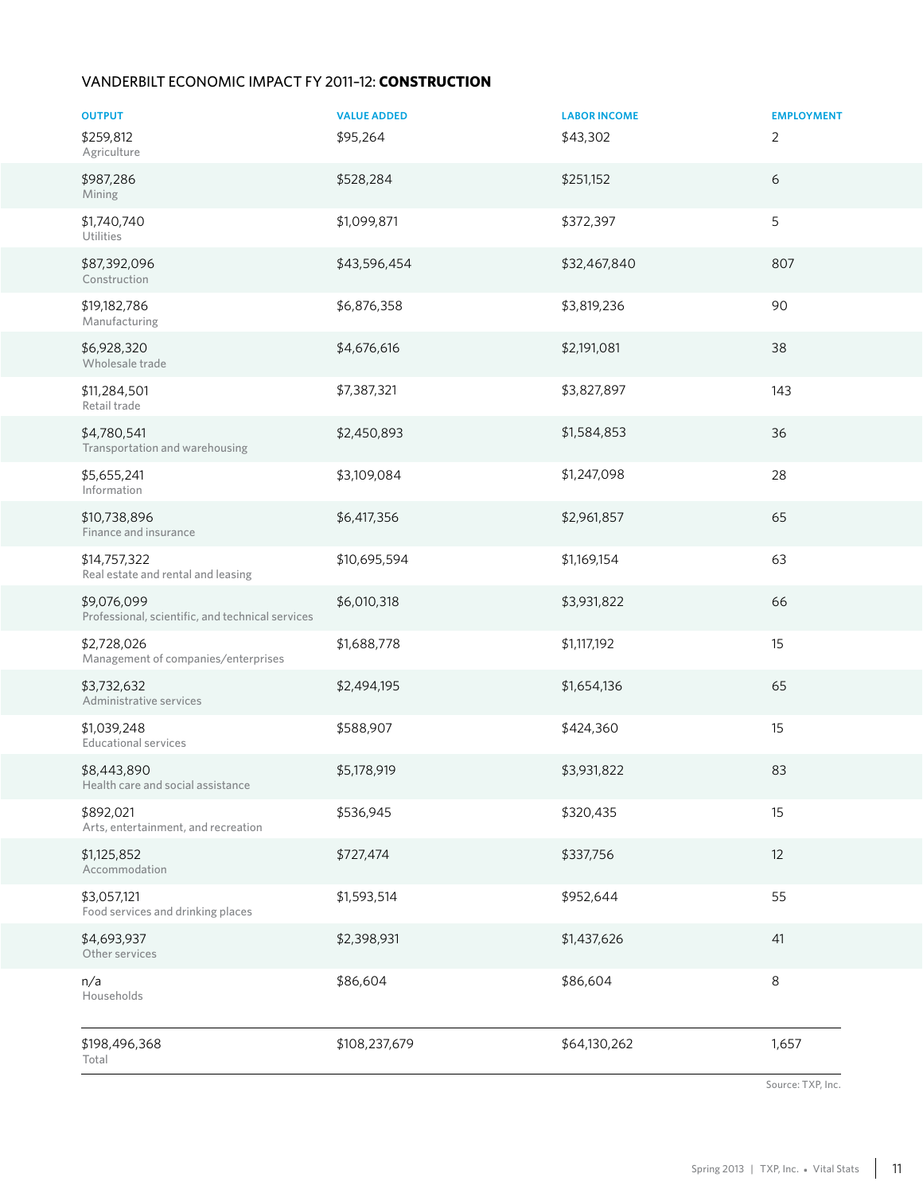## VANDERBILT ECONOMIC IMPACT FY 2011–12: **CONSTRUCTION**

| OUTPUT | VALUE ADDED | LABOR INCOME | EMPLOYMENT |
|---|---|---|---|
| $259,812<br>Agriculture | $95,264 | $43,302 | 2 |
| $987,286<br>Mining | $528,284 | $251,152 | 6 |
| $1,740,740<br>Utilities | $1,099,871 | $372,397 | 5 |
| $87,392,096<br>Construction | $43,596,454 | $32,467,840 | 807 |
| $19,182,786<br>Manufacturing | $6,876,358 | $3,819,236 | 90 |
| $6,928,320<br>Wholesale trade | $4,676,616 | $2,191,081 | 38 |
| $11,284,501<br>Retail trade | $7,387,321 | $3,827,897 | 143 |
| $4,780,541<br>Transportation and warehousing | $2,450,893 | $1,584,853 | 36 |
| $5,655,241<br>Information | $3,109,084 | $1,247,098 | 28 |
| $10,738,896<br>Finance and insurance | $6,417,356 | $2,961,857 | 65 |
| $14,757,322<br>Real estate and rental and leasing | $10,695,594 | $1,169,154 | 63 |
| $9,076,099<br>Professional, scientific, and technical services | $6,010,318 | $3,931,822 | 66 |
| $2,728,026<br>Management of companies/enterprises | $1,688,778 | $1,117,192 | 15 |
| $3,732,632<br>Administrative services | $2,494,195 | $1,654,136 | 65 |
| $1,039,248<br>Educational services | $588,907 | $424,360 | 15 |
| $8,443,890<br>Health care and social assistance | $5,178,919 | $3,931,822 | 83 |
| $892,021<br>Arts, entertainment, and recreation | $536,945 | $320,435 | 15 |
| $1,125,852<br>Accommodation | $727,474 | $337,756 | 12 |
| $3,057,121<br>Food services and drinking places | $1,593,514 | $952,644 | 55 |
| $4,693,937<br>Other services | $2,398,931 | $1,437,626 | 41 |
| n/a<br>Households | $86,604 | $86,604 | 8 |
| $198,496,368<br>Total | $108,237,679 | $64,130,262 | 1,657 |

Source: TXP, Inc.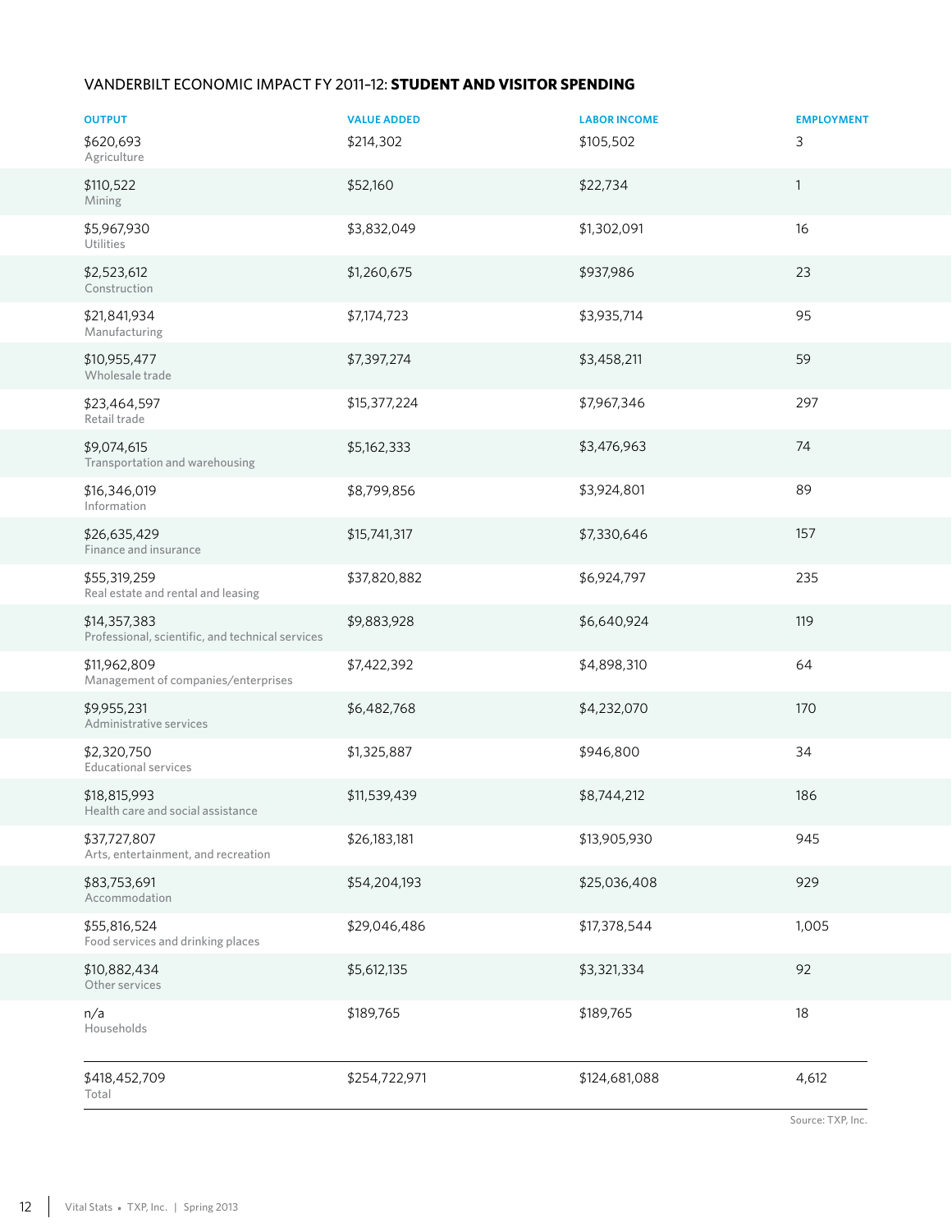## VANDERBILT ECONOMIC IMPACT FY 2011–12: **STUDENT AND VISITOR SPENDING**

| OUTPUT | VALUE ADDED | LABOR INCOME | EMPLOYMENT |
|---|---|---|---|
| $620,693 Agriculture | $214,302 | $105,502 | 3 |
| $110,522 Mining | $52,160 | $22,734 | 1 |
| $5,967,930 Utilities | $3,832,049 | $1,302,091 | 16 |
| $2,523,612 Construction | $1,260,675 | $937,986 | 23 |
| $21,841,934 Manufacturing | $7,174,723 | $3,935,714 | 95 |
| $10,955,477 Wholesale trade | $7,397,274 | $3,458,211 | 59 |
| $23,464,597 Retail trade | $15,377,224 | $7,967,346 | 297 |
| $9,074,615 Transportation and warehousing | $5,162,333 | $3,476,963 | 74 |
| $16,346,019 Information | $8,799,856 | $3,924,801 | 89 |
| $26,635,429 Finance and insurance | $15,741,317 | $7,330,646 | 157 |
| $55,319,259 Real estate and rental and leasing | $37,820,882 | $6,924,797 | 235 |
| $14,357,383 Professional, scientific, and technical services | $9,883,928 | $6,640,924 | 119 |
| $11,962,809 Management of companies/enterprises | $7,422,392 | $4,898,310 | 64 |
| $9,955,231 Administrative services | $6,482,768 | $4,232,070 | 170 |
| $2,320,750 Educational services | $1,325,887 | $946,800 | 34 |
| $18,815,993 Health care and social assistance | $11,539,439 | $8,744,212 | 186 |
| $37,727,807 Arts, entertainment, and recreation | $26,183,181 | $13,905,930 | 945 |
| $83,753,691 Accommodation | $54,204,193 | $25,036,408 | 929 |
| $55,816,524 Food services and drinking places | $29,046,486 | $17,378,544 | 1,005 |
| $10,882,434 Other services | $5,612,135 | $3,321,334 | 92 |
| n/a Households | $189,765 | $189,765 | 18 |
| $418,452,709 Total | $254,722,971 | $124,681,088 | 4,612 |

Source: TXP, Inc.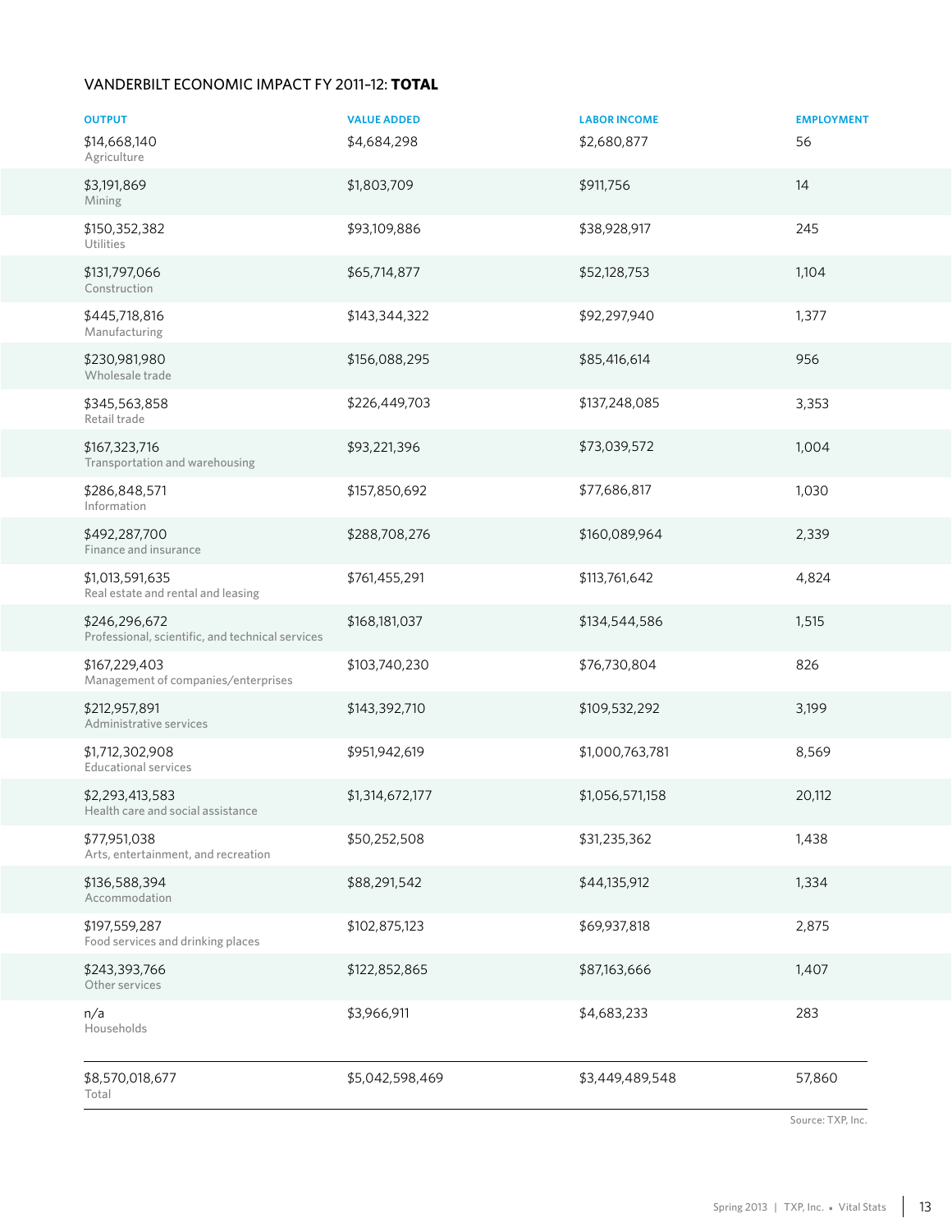## VANDERBILT ECONOMIC IMPACT FY 2011–12: **TOTAL**

| OUTPUT | VALUE ADDED | LABOR INCOME | EMPLOYMENT |
|---|---|---|---|
| $14,668,140<br>Agriculture | $4,684,298 | $2,680,877 | 56 |
| $3,191,869<br>Mining | $1,803,709 | $911,756 | 14 |
| $150,352,382<br>Utilities | $93,109,886 | $38,928,917 | 245 |
| $131,797,066<br>Construction | $65,714,877 | $52,128,753 | 1,104 |
| $445,718,816<br>Manufacturing | $143,344,322 | $92,297,940 | 1,377 |
| $230,981,980<br>Wholesale trade | $156,088,295 | $85,416,614 | 956 |
| $345,563,858<br>Retail trade | $226,449,703 | $137,248,085 | 3,353 |
| $167,323,716<br>Transportation and warehousing | $93,221,396 | $73,039,572 | 1,004 |
| $286,848,571<br>Information | $157,850,692 | $77,686,817 | 1,030 |
| $492,287,700<br>Finance and insurance | $288,708,276 | $160,089,964 | 2,339 |
| $1,013,591,635<br>Real estate and rental and leasing | $761,455,291 | $113,761,642 | 4,824 |
| $246,296,672<br>Professional, scientific, and technical services | $168,181,037 | $134,544,586 | 1,515 |
| $167,229,403<br>Management of companies/enterprises | $103,740,230 | $76,730,804 | 826 |
| $212,957,891<br>Administrative services | $143,392,710 | $109,532,292 | 3,199 |
| $1,712,302,908<br>Educational services | $951,942,619 | $1,000,763,781 | 8,569 |
| $2,293,413,583<br>Health care and social assistance | $1,314,672,177 | $1,056,571,158 | 20,112 |
| $77,951,038<br>Arts, entertainment, and recreation | $50,252,508 | $31,235,362 | 1,438 |
| $136,588,394<br>Accommodation | $88,291,542 | $44,135,912 | 1,334 |
| $197,559,287<br>Food services and drinking places | $102,875,123 | $69,937,818 | 2,875 |
| $243,393,766<br>Other services | $122,852,865 | $87,163,666 | 1,407 |
| n/a<br>Households | $3,966,911 | $4,683,233 | 283 |
| $8,570,018,677<br>Total | $5,042,598,469 | $3,449,489,548 | 57,860 |

Source: TXP, Inc.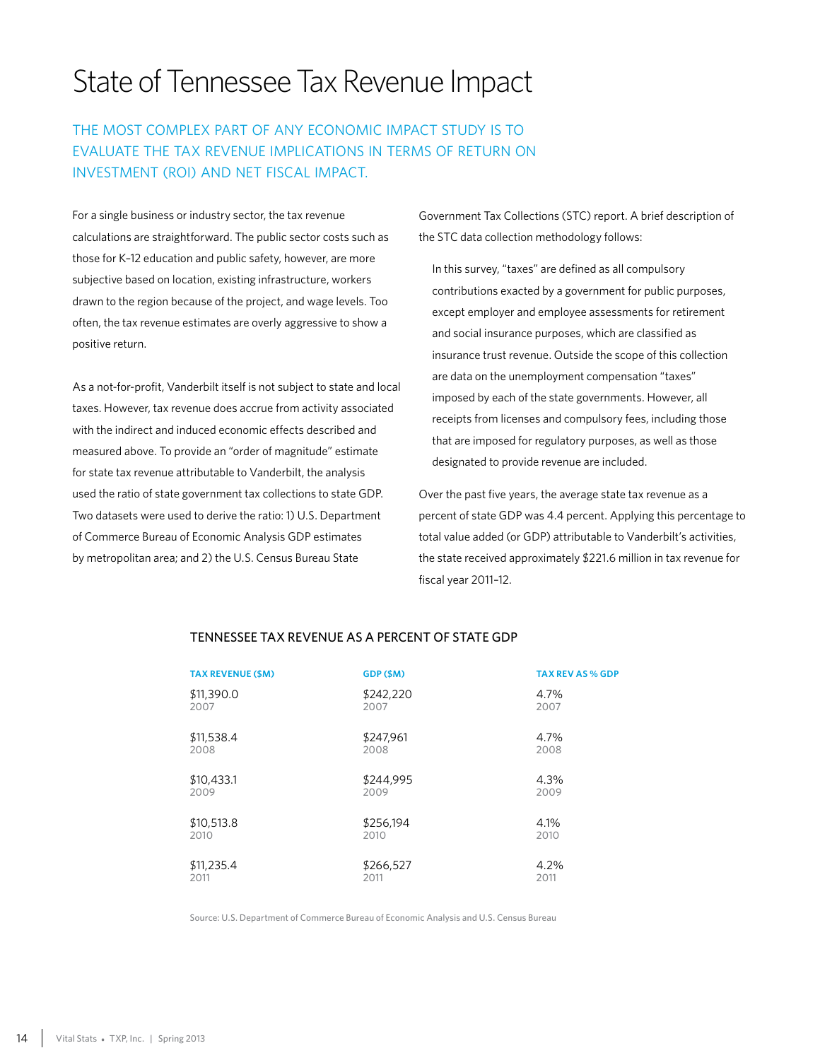# State of Tennessee Tax Revenue Impact

## THE MOST COMPLEX PART OF ANY ECONOMIC IMPACT STUDY IS TO EVALUATE THE TAX REVENUE IMPLICATIONS IN TERMS OF RETURN ON INVESTMENT (ROI) AND NET FISCAL IMPACT.

For a single business or industry sector, the tax revenue calculations are straightforward. The public sector costs such as those for K–12 education and public safety, however, are more subjective based on location, existing infrastructure, workers drawn to the region because of the project, and wage levels. Too often, the tax revenue estimates are overly aggressive to show a positive return.

As a not-for-profit, Vanderbilt itself is not subject to state and local taxes. However, tax revenue does accrue from activity associated with the indirect and induced economic effects described and measured above. To provide an "order of magnitude" estimate for state tax revenue attributable to Vanderbilt, the analysis used the ratio of state government tax collections to state GDP. Two datasets were used to derive the ratio: 1) U.S. Department of Commerce Bureau of Economic Analysis GDP estimates by metropolitan area; and 2) the U.S. Census Bureau State Government Tax Collections (STC) report. A brief description of the STC data collection methodology follows:

> In this survey, "taxes" are defined as all compulsory contributions exacted by a government for public purposes, except employer and employee assessments for retirement and social insurance purposes, which are classified as insurance trust revenue. Outside the scope of this collection are data on the unemployment compensation "taxes" imposed by each of the state governments. However, all receipts from licenses and compulsory fees, including those that are imposed for regulatory purposes, as well as those designated to provide revenue are included.

Over the past five years, the average state tax revenue as a percent of state GDP was 4.4 percent. Applying this percentage to total value added (or GDP) attributable to Vanderbilt's activities, the state received approximately $221.6 million in tax revenue for fiscal year 2011–12.

### TENNESSEE TAX REVENUE AS A PERCENT OF STATE GDP

| Year | TAX REVENUE ($M) | GDP ($M) | TAX REV AS % GDP |
|---|---|---|---|
| 2007 | $11,390.0 | $242,220 | 4.7% |
| 2008 | $11,538.4 | $247,961 | 4.7% |
| 2009 | $10,433.1 | $244,995 | 4.3% |
| 2010 | $10,513.8 | $256,194 | 4.1% |
| 2011 | $11,235.4 | $266,527 | 4.2% |

Source: U.S. Department of Commerce Bureau of Economic Analysis and U.S. Census Bureau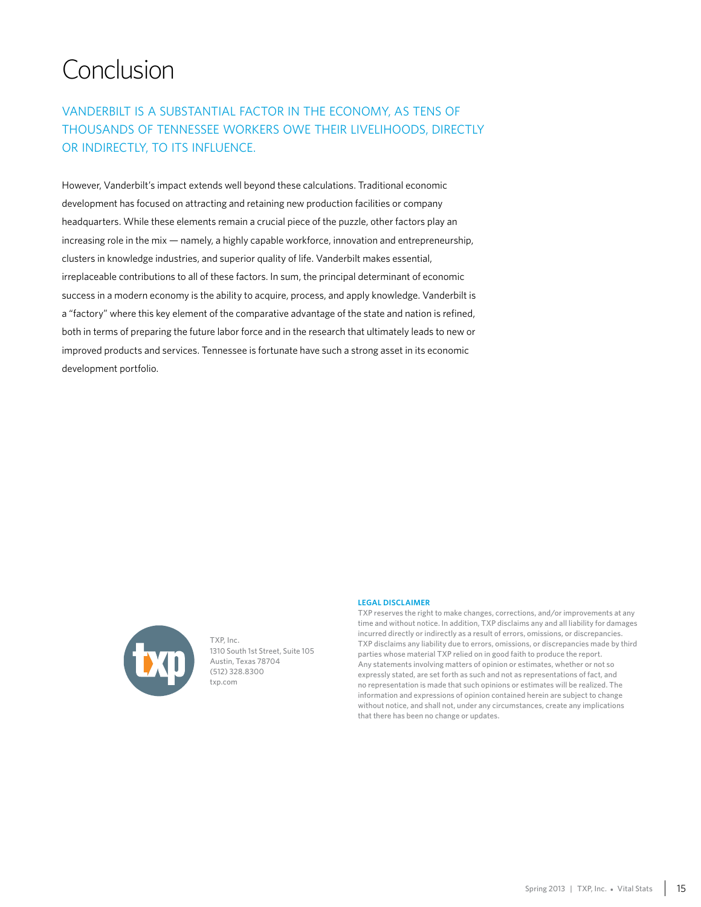# Conclusion

VANDERBILT IS A SUBSTANTIAL FACTOR IN THE ECONOMY, AS TENS OF THOUSANDS OF TENNESSEE WORKERS OWE THEIR LIVELIHOODS, DIRECTLY OR INDIRECTLY, TO ITS INFLUENCE.

However, Vanderbilt's impact extends well beyond these calculations. Traditional economic development has focused on attracting and retaining new production facilities or company headquarters. While these elements remain a crucial piece of the puzzle, other factors play an increasing role in the mix — namely, a highly capable workforce, innovation and entrepreneurship, clusters in knowledge industries, and superior quality of life. Vanderbilt makes essential, irreplaceable contributions to all of these factors. In sum, the principal determinant of economic success in a modern economy is the ability to acquire, process, and apply knowledge. Vanderbilt is a "factory" where this key element of the comparative advantage of the state and nation is refined, both in terms of preparing the future labor force and in the research that ultimately leads to new or improved products and services. Tennessee is fortunate have such a strong asset in its economic development portfolio.

TXP, Inc.
1310 South 1st Street, Suite 105
Austin, Texas 78704
(512) 328.8300
txp.com

**LEGAL DISCLAIMER**

TXP reserves the right to make changes, corrections, and/or improvements at any time and without notice. In addition, TXP disclaims any and all liability for damages incurred directly or indirectly as a result of errors, omissions, or discrepancies. TXP disclaims any liability due to errors, omissions, or discrepancies made by third parties whose material TXP relied on in good faith to produce the report. Any statements involving matters of opinion or estimates, whether or not so expressly stated, are set forth as such and not as representations of fact, and no representation is made that such opinions or estimates will be realized. The information and expressions of opinion contained herein are subject to change without notice, and shall not, under any circumstances, create any implications that there has been no change or updates.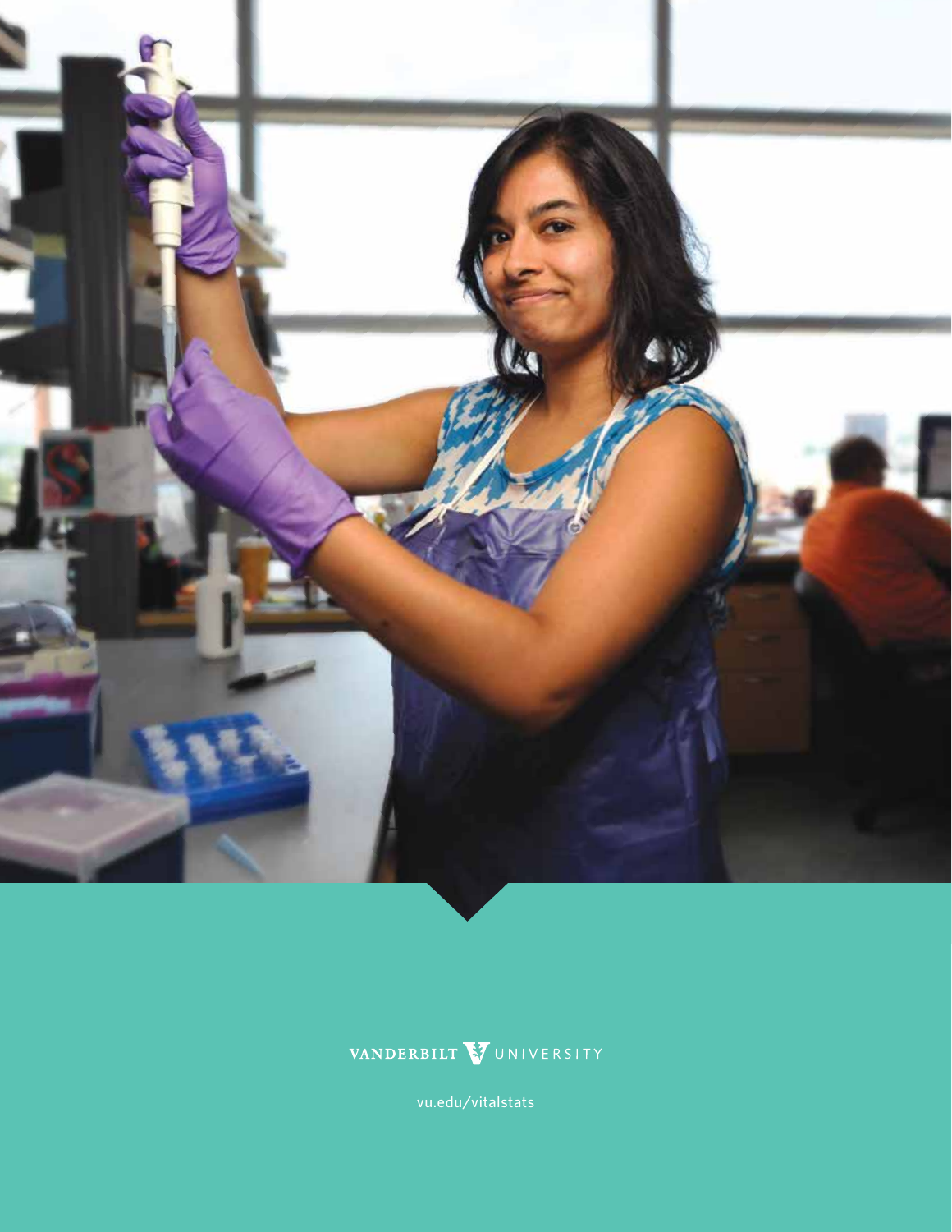VANDERBILT UNIVERSITY

vu.edu/vitalstats